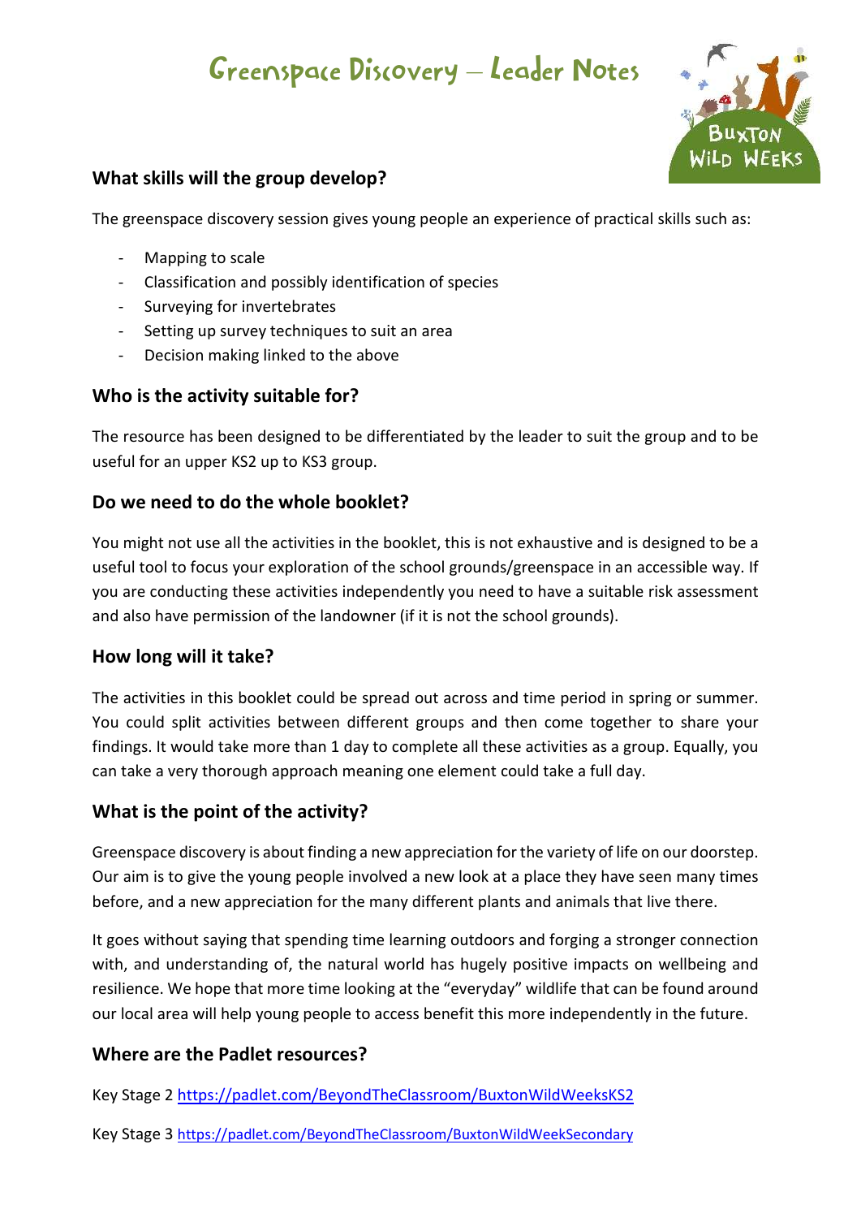# Greenspace Discovery – Leader Notes

Buxton Wild Weeks

## What skills will the group develop?

The greenspace discovery session gives young people an experience of practical skills such as:

- Mapping to scale
- Classification and possibly identification of species
- Surveying for invertebrates
- Setting up survey techniques to suit an area
- Decision making linked to the above

## Who is the activity suitable for?

The resource has been designed to be differentiated by the leader to suit the group and to be useful for an upper KS2 up to KS3 group.

## Do we need to do the whole booklet?

You might not use all the activities in the booklet, this is not exhaustive and is designed to be a useful tool to focus your exploration of the school grounds/greenspace in an accessible way. If you are conducting these activities independently you need to have a suitable risk assessment and also have permission of the landowner (if it is not the school grounds).

## How long will it take?

The activities in this booklet could be spread out across and time period in spring or summer. You could split activities between different groups and then come together to share your findings. It would take more than 1 day to complete all these activities as a group. Equally, you can take a very thorough approach meaning one element could take a full day.

## What is the point of the activity?

Greenspace discovery is about finding a new appreciation for the variety of life on our doorstep. Our aim is to give the young people involved a new look at a place they have seen many times before, and a new appreciation for the many different plants and animals that live there.

It goes without saying that spending time learning outdoors and forging a stronger connection with, and understanding of, the natural world has hugely positive impacts on wellbeing and resilience. We hope that more time looking at the "everyday" wildlife that can be found around our local area will help young people to access benefit this more independently in the future.

## Where are the Padlet resources?

Key Stage 2 https://padlet.com/BeyondTheClassroom/BuxtonWildWeeksKS2

Key Stage 3 https://padlet.com/BeyondTheClassroom/BuxtonWildWeekSecondary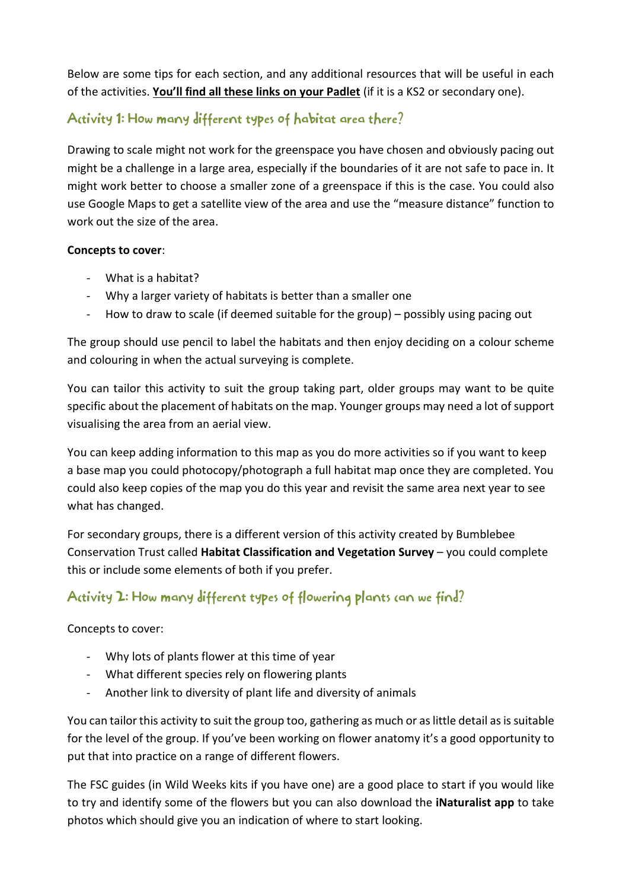Below are some tips for each section, and any additional resources that will be useful in each of the activities. **You'll find all these links on your Padlet** (if it is a KS2 or secondary one).

## Activity 1: How many different types of habitat area there?

Drawing to scale might not work for the greenspace you have chosen and obviously pacing out might be a challenge in a large area, especially if the boundaries of it are not safe to pace in. It might work better to choose a smaller zone of a greenspace if this is the case. You could also use Google Maps to get a satellite view of the area and use the "measure distance" function to work out the size of the area.

**Concepts to cover**:

- What is a habitat?
- Why a larger variety of habitats is better than a smaller one
- How to draw to scale (if deemed suitable for the group) – possibly using pacing out

The group should use pencil to label the habitats and then enjoy deciding on a colour scheme and colouring in when the actual surveying is complete.

You can tailor this activity to suit the group taking part, older groups may want to be quite specific about the placement of habitats on the map. Younger groups may need a lot of support visualising the area from an aerial view.

You can keep adding information to this map as you do more activities so if you want to keep a base map you could photocopy/photograph a full habitat map once they are completed. You could also keep copies of the map you do this year and revisit the same area next year to see what has changed.

For secondary groups, there is a different version of this activity created by Bumblebee Conservation Trust called **Habitat Classification and Vegetation Survey** – you could complete this or include some elements of both if you prefer.

## Activity 2: How many different types of flowering plants can we find?

Concepts to cover:

- Why lots of plants flower at this time of year
- What different species rely on flowering plants
- Another link to diversity of plant life and diversity of animals

You can tailor this activity to suit the group too, gathering as much or as little detail as is suitable for the level of the group. If you've been working on flower anatomy it's a good opportunity to put that into practice on a range of different flowers.

The FSC guides (in Wild Weeks kits if you have one) are a good place to start if you would like to try and identify some of the flowers but you can also download the **iNaturalist app** to take photos which should give you an indication of where to start looking.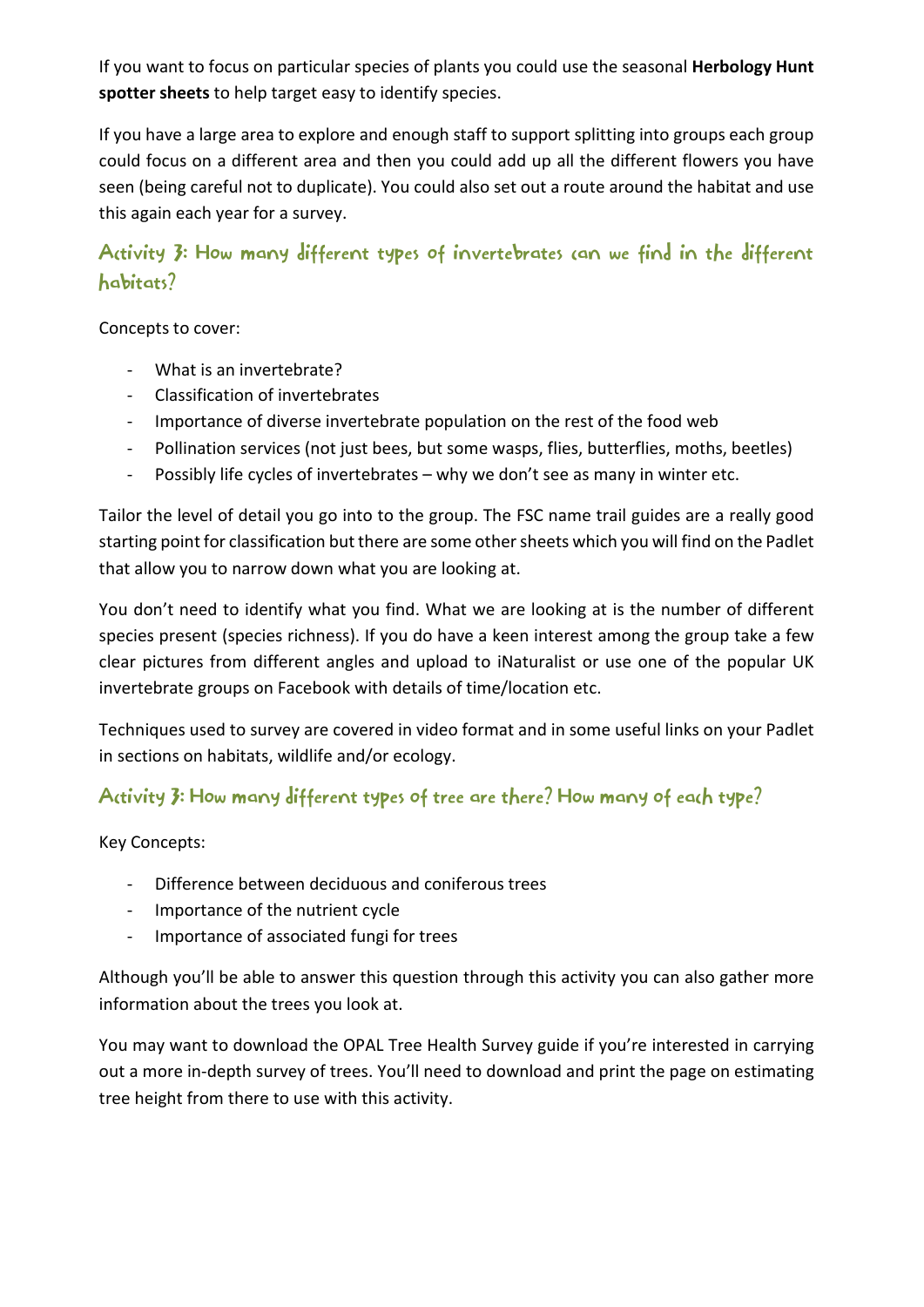If you want to focus on particular species of plants you could use the seasonal **Herbology Hunt spotter sheets** to help target easy to identify species.

If you have a large area to explore and enough staff to support splitting into groups each group could focus on a different area and then you could add up all the different flowers you have seen (being careful not to duplicate). You could also set out a route around the habitat and use this again each year for a survey.

## Activity 3: How many different types of invertebrates can we find in the different habitats?

Concepts to cover:

- What is an invertebrate?
- Classification of invertebrates
- Importance of diverse invertebrate population on the rest of the food web
- Pollination services (not just bees, but some wasps, flies, butterflies, moths, beetles)
- Possibly life cycles of invertebrates – why we don't see as many in winter etc.

Tailor the level of detail you go into to the group. The FSC name trail guides are a really good starting point for classification but there are some other sheets which you will find on the Padlet that allow you to narrow down what you are looking at.

You don't need to identify what you find. What we are looking at is the number of different species present (species richness). If you do have a keen interest among the group take a few clear pictures from different angles and upload to iNaturalist or use one of the popular UK invertebrate groups on Facebook with details of time/location etc.

Techniques used to survey are covered in video format and in some useful links on your Padlet in sections on habitats, wildlife and/or ecology.

## Activity 3: How many different types of tree are there? How many of each type?

Key Concepts:

- Difference between deciduous and coniferous trees
- Importance of the nutrient cycle
- Importance of associated fungi for trees

Although you'll be able to answer this question through this activity you can also gather more information about the trees you look at.

You may want to download the OPAL Tree Health Survey guide if you're interested in carrying out a more in-depth survey of trees. You'll need to download and print the page on estimating tree height from there to use with this activity.